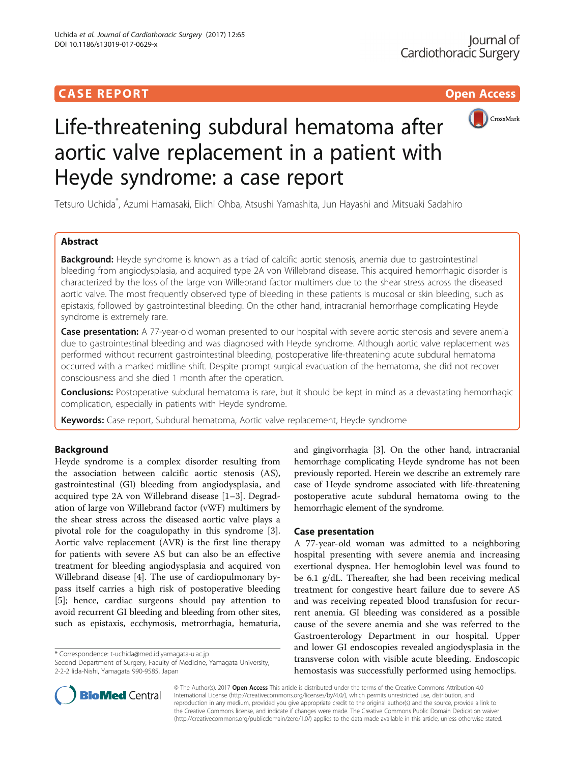CASE REPORT | Open Access

# Life-threatening subdural hematoma after aortic valve replacement in a patient with Heyde syndrome: a case report

Tetsuro Uchida*, Azumi Hamasaki, Eiichi Ohba, Atsushi Yamashita, Jun Hayashi and Mitsuaki Sadahiro

## Abstract

**Background:** Heyde syndrome is known as a triad of calcific aortic stenosis, anemia due to gastrointestinal bleeding from angiodysplasia, and acquired type 2A von Willebrand disease. This acquired hemorrhagic disorder is characterized by the loss of the large von Willebrand factor multimers due to the shear stress across the diseased aortic valve. The most frequently observed type of bleeding in these patients is mucosal or skin bleeding, such as epistaxis, followed by gastrointestinal bleeding. On the other hand, intracranial hemorrhage complicating Heyde syndrome is extremely rare.

**Case presentation:** A 77-year-old woman presented to our hospital with severe aortic stenosis and severe anemia due to gastrointestinal bleeding and was diagnosed with Heyde syndrome. Although aortic valve replacement was performed without recurrent gastrointestinal bleeding, postoperative life-threatening acute subdural hematoma occurred with a marked midline shift. Despite prompt surgical evacuation of the hematoma, she did not recover consciousness and she died 1 month after the operation.

**Conclusions:** Postoperative subdural hematoma is rare, but it should be kept in mind as a devastating hemorrhagic complication, especially in patients with Heyde syndrome.

**Keywords:** Case report, Subdural hematoma, Aortic valve replacement, Heyde syndrome

## Background

Heyde syndrome is a complex disorder resulting from the association between calcific aortic stenosis (AS), gastrointestinal (GI) bleeding from angiodysplasia, and acquired type 2A von Willebrand disease [1–3]. Degradation of large von Willebrand factor (vWF) multimers by the shear stress across the diseased aortic valve plays a pivotal role for the coagulopathy in this syndrome [3]. Aortic valve replacement (AVR) is the first line therapy for patients with severe AS but can also be an effective treatment for bleeding angiodysplasia and acquired von Willebrand disease [4]. The use of cardiopulmonary bypass itself carries a high risk of postoperative bleeding [5]; hence, cardiac surgeons should pay attention to avoid recurrent GI bleeding and bleeding from other sites, such as epistaxis, ecchymosis, metrorrhagia, hematuria, and gingivorrhagia [3]. On the other hand, intracranial hemorrhage complicating Heyde syndrome has not been previously reported. Herein we describe an extremely rare case of Heyde syndrome associated with life-threatening postoperative acute subdural hematoma owing to the hemorrhagic element of the syndrome.

## Case presentation

A 77-year-old woman was admitted to a neighboring hospital presenting with severe anemia and increasing exertional dyspnea. Her hemoglobin level was found to be 6.1 g/dL. Thereafter, she had been receiving medical treatment for congestive heart failure due to severe AS and was receiving repeated blood transfusion for recurrent anemia. GI bleeding was considered as a possible cause of the severe anemia and she was referred to the Gastroenterology Department in our hospital. Upper and lower GI endoscopies revealed angiodysplasia in the transverse colon with visible acute bleeding. Endoscopic hemostasis was successfully performed using hemoclips.

\* Correspondence: t-uchida@med.id.yamagata-u.ac.jp
Second Department of Surgery, Faculty of Medicine, Yamagata University, 2-2-2 Iida-Nishi, Yamagata 990-9585, Japan

© The Author(s). 2017 **Open Access** This article is distributed under the terms of the Creative Commons Attribution 4.0 International License (http://creativecommons.org/licenses/by/4.0/), which permits unrestricted use, distribution, and reproduction in any medium, provided you give appropriate credit to the original author(s) and the source, provide a link to the Creative Commons license, and indicate if changes were made. The Creative Commons Public Domain Dedication waiver (http://creativecommons.org/publicdomain/zero/1.0/) applies to the data made available in this article, unless otherwise stated.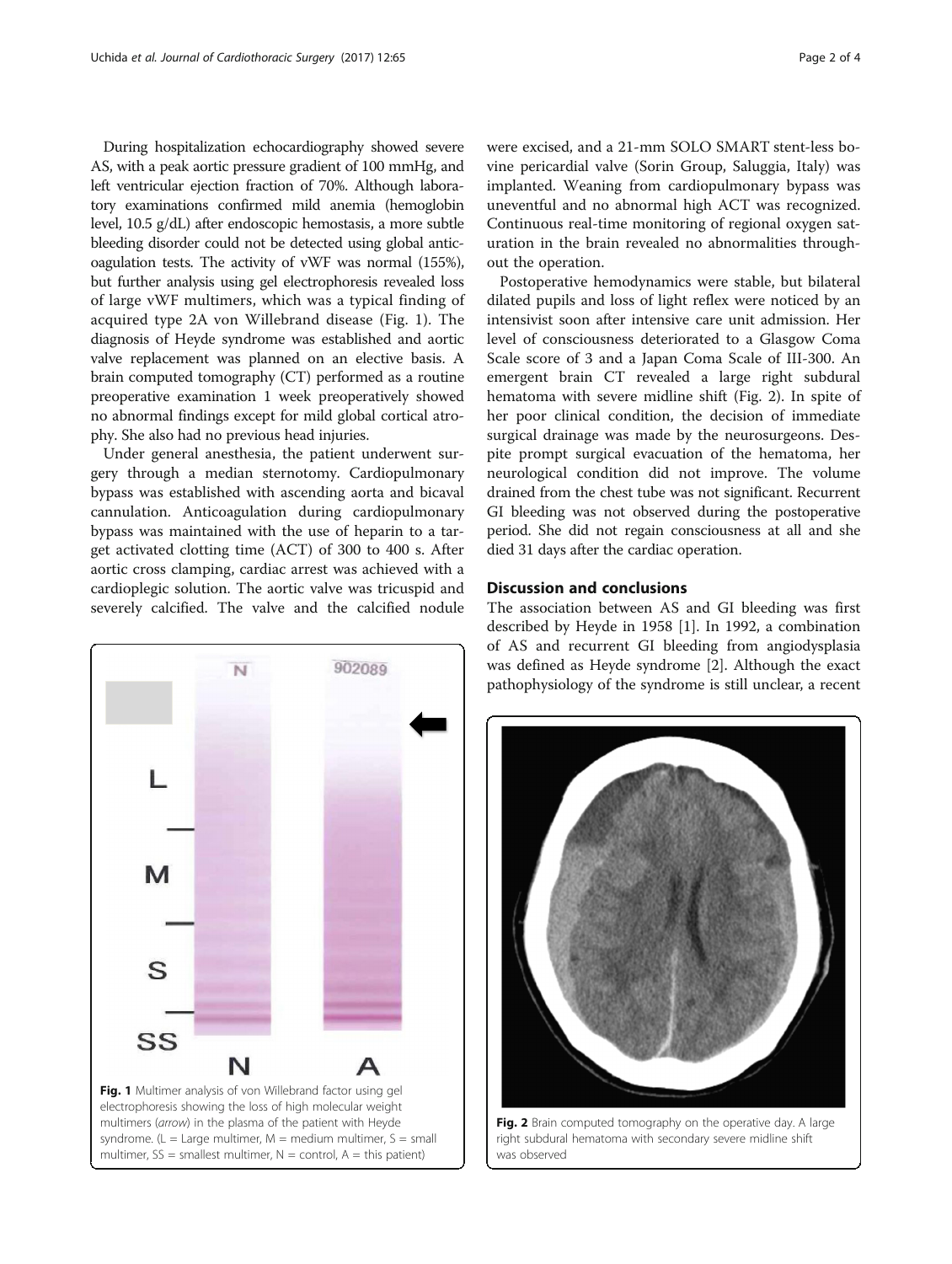During hospitalization echocardiography showed severe AS, with a peak aortic pressure gradient of 100 mmHg, and left ventricular ejection fraction of 70%. Although laboratory examinations confirmed mild anemia (hemoglobin level, 10.5 g/dL) after endoscopic hemostasis, a more subtle bleeding disorder could not be detected using global anticoagulation tests. The activity of vWF was normal (155%), but further analysis using gel electrophoresis revealed loss of large vWF multimers, which was a typical finding of acquired type 2A von Willebrand disease (Fig. 1). The diagnosis of Heyde syndrome was established and aortic valve replacement was planned on an elective basis. A brain computed tomography (CT) performed as a routine preoperative examination 1 week preoperatively showed no abnormal findings except for mild global cortical atrophy. She also had no previous head injuries.

Under general anesthesia, the patient underwent surgery through a median sternotomy. Cardiopulmonary bypass was established with ascending aorta and bicaval cannulation. Anticoagulation during cardiopulmonary bypass was maintained with the use of heparin to a target activated clotting time (ACT) of 300 to 400 s. After aortic cross clamping, cardiac arrest was achieved with a cardioplegic solution. The aortic valve was tricuspid and severely calcified. The valve and the calcified nodule were excised, and a 21-mm SOLO SMART stent-less bovine pericardial valve (Sorin Group, Saluggia, Italy) was implanted. Weaning from cardiopulmonary bypass was uneventful and no abnormal high ACT was recognized. Continuous real-time monitoring of regional oxygen saturation in the brain revealed no abnormalities throughout the operation.

Postoperative hemodynamics were stable, but bilateral dilated pupils and loss of light reflex were noticed by an intensivist soon after intensive care unit admission. Her level of consciousness deteriorated to a Glasgow Coma Scale score of 3 and a Japan Coma Scale of III-300. An emergent brain CT revealed a large right subdural hematoma with severe midline shift (Fig. 2). In spite of her poor clinical condition, the decision of immediate surgical drainage was made by the neurosurgeons. Despite prompt surgical evacuation of the hematoma, her neurological condition did not improve. The volume drained from the chest tube was not significant. Recurrent GI bleeding was not observed during the postoperative period. She did not regain consciousness at all and she died 31 days after the cardiac operation.

N
902089
L
M
S
SS
N
A

**Fig. 1** Multimer analysis of von Willebrand factor using gel electrophoresis showing the loss of high molecular weight multimers (*arrow*) in the plasma of the patient with Heyde syndrome. (L = Large multimer, M = medium multimer, S = small multimer, SS = smallest multimer, N = control, A = this patient)

## Discussion and conclusions

The association between AS and GI bleeding was first described by Heyde in 1958 [1]. In 1992, a combination of AS and recurrent GI bleeding from angiodysplasia was defined as Heyde syndrome [2]. Although the exact pathophysiology of the syndrome is still unclear, a recent

**Fig. 2** Brain computed tomography on the operative day. A large right subdural hematoma with secondary severe midline shift was observed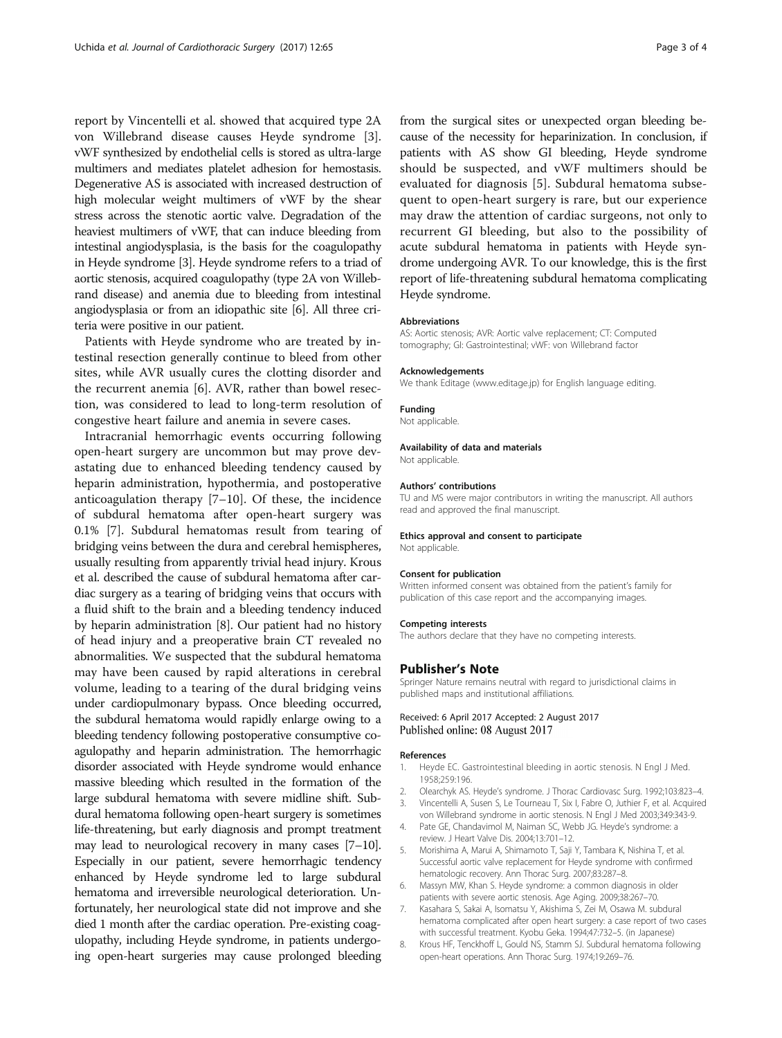report by Vincentelli et al. showed that acquired type 2A von Willebrand disease causes Heyde syndrome [3]. vWF synthesized by endothelial cells is stored as ultra-large multimers and mediates platelet adhesion for hemostasis. Degenerative AS is associated with increased destruction of high molecular weight multimers of vWF by the shear stress across the stenotic aortic valve. Degradation of the heaviest multimers of vWF, that can induce bleeding from intestinal angiodysplasia, is the basis for the coagulopathy in Heyde syndrome [3]. Heyde syndrome refers to a triad of aortic stenosis, acquired coagulopathy (type 2A von Willebrand disease) and anemia due to bleeding from intestinal angiodysplasia or from an idiopathic site [6]. All three criteria were positive in our patient.

Patients with Heyde syndrome who are treated by intestinal resection generally continue to bleed from other sites, while AVR usually cures the clotting disorder and the recurrent anemia [6]. AVR, rather than bowel resection, was considered to lead to long-term resolution of congestive heart failure and anemia in severe cases.

Intracranial hemorrhagic events occurring following open-heart surgery are uncommon but may prove devastating due to enhanced bleeding tendency caused by heparin administration, hypothermia, and postoperative anticoagulation therapy [7–10]. Of these, the incidence of subdural hematoma after open-heart surgery was 0.1% [7]. Subdural hematomas result from tearing of bridging veins between the dura and cerebral hemispheres, usually resulting from apparently trivial head injury. Krous et al. described the cause of subdural hematoma after cardiac surgery as a tearing of bridging veins that occurs with a fluid shift to the brain and a bleeding tendency induced by heparin administration [8]. Our patient had no history of head injury and a preoperative brain CT revealed no abnormalities. We suspected that the subdural hematoma may have been caused by rapid alterations in cerebral volume, leading to a tearing of the dural bridging veins under cardiopulmonary bypass. Once bleeding occurred, the subdural hematoma would rapidly enlarge owing to a bleeding tendency following postoperative consumptive coagulopathy and heparin administration. The hemorrhagic disorder associated with Heyde syndrome would enhance massive bleeding which resulted in the formation of the large subdural hematoma with severe midline shift. Subdural hematoma following open-heart surgery is sometimes life-threatening, but early diagnosis and prompt treatment may lead to neurological recovery in many cases [7–10]. Especially in our patient, severe hemorrhagic tendency enhanced by Heyde syndrome led to large subdural hematoma and irreversible neurological deterioration. Unfortunately, her neurological state did not improve and she died 1 month after the cardiac operation. Pre-existing coagulopathy, including Heyde syndrome, in patients undergoing open-heart surgeries may cause prolonged bleeding from the surgical sites or unexpected organ bleeding because of the necessity for heparinization. In conclusion, if patients with AS show GI bleeding, Heyde syndrome should be suspected, and vWF multimers should be evaluated for diagnosis [5]. Subdural hematoma subsequent to open-heart surgery is rare, but our experience may draw the attention of cardiac surgeons, not only to recurrent GI bleeding, but also to the possibility of acute subdural hematoma in patients with Heyde syndrome undergoing AVR. To our knowledge, this is the first report of life-threatening subdural hematoma complicating Heyde syndrome.

#### Abbreviations

AS: Aortic stenosis; AVR: Aortic valve replacement; CT: Computed tomography; GI: Gastrointestinal; vWF: von Willebrand factor

#### Acknowledgements

We thank Editage (www.editage.jp) for English language editing.

#### Funding

Not applicable.

#### Availability of data and materials

Not applicable.

#### Authors' contributions

TU and MS were major contributors in writing the manuscript. All authors read and approved the final manuscript.

#### Ethics approval and consent to participate

Not applicable.

#### Consent for publication

Written informed consent was obtained from the patient's family for publication of this case report and the accompanying images.

#### Competing interests

The authors declare that they have no competing interests.

## Publisher's Note

Springer Nature remains neutral with regard to jurisdictional claims in published maps and institutional affiliations.

Received: 6 April 2017 Accepted: 2 August 2017
Published online: 08 August 2017

#### References

1. Heyde EC. Gastrointestinal bleeding in aortic stenosis. N Engl J Med. 1958;259:196.
2. Olearchyk AS. Heyde's syndrome. J Thorac Cardiovasc Surg. 1992;103:823–4.
3. Vincentelli A, Susen S, Le Tourneau T, Six I, Fabre O, Juthier F, et al. Acquired von Willebrand syndrome in aortic stenosis. N Engl J Med 2003;349:343-9.
4. Pate GE, Chandavimol M, Naiman SC, Webb JG. Heyde's syndrome: a review. J Heart Valve Dis. 2004;13:701–12.
5. Morishima A, Marui A, Shimamoto T, Saji Y, Tambara K, Nishina T, et al. Successful aortic valve replacement for Heyde syndrome with confirmed hematologic recovery. Ann Thorac Surg. 2007;83:287–8.
6. Massyn MW, Khan S. Heyde syndrome: a common diagnosis in older patients with severe aortic stenosis. Age Aging. 2009;38:267–70.
7. Kasahara S, Sakai A, Isomatsu Y, Akishima S, Zei M, Osawa M. subdural hematoma complicated after open heart surgery: a case report of two cases with successful treatment. Kyobu Geka. 1994;47:732–5. (in Japanese)
8. Krous HF, Tenckhoff L, Gould NS, Stamm SJ. Subdural hematoma following open-heart operations. Ann Thorac Surg. 1974;19:269–76.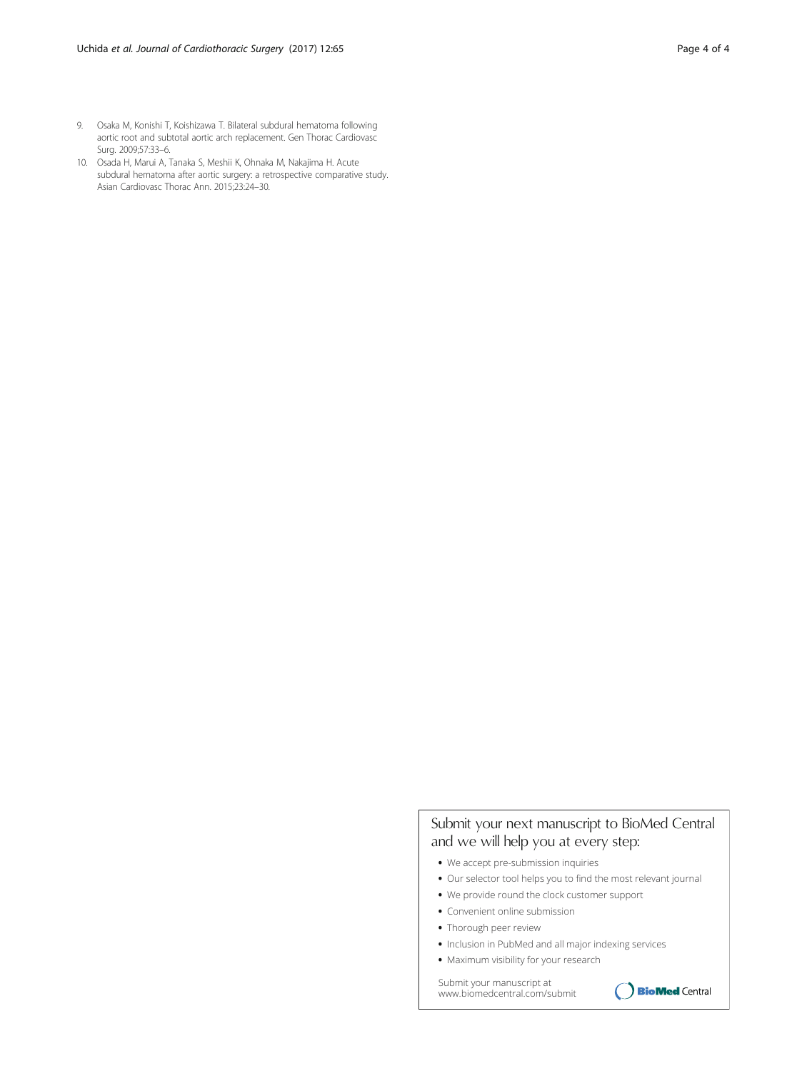9. Osaka M, Konishi T, Koishizawa T. Bilateral subdural hematoma following aortic root and subtotal aortic arch replacement. Gen Thorac Cardiovasc Surg. 2009;57:33–6.
10. Osada H, Marui A, Tanaka S, Meshii K, Ohnaka M, Nakajima H. Acute subdural hematoma after aortic surgery: a retrospective comparative study. Asian Cardiovasc Thorac Ann. 2015;23:24–30.

Submit your next manuscript to BioMed Central and we will help you at every step:

- We accept pre-submission inquiries
- Our selector tool helps you to find the most relevant journal
- We provide round the clock customer support
- Convenient online submission
- Thorough peer review
- Inclusion in PubMed and all major indexing services
- Maximum visibility for your research

Submit your manuscript at
www.biomedcentral.com/submit

BioMed Central